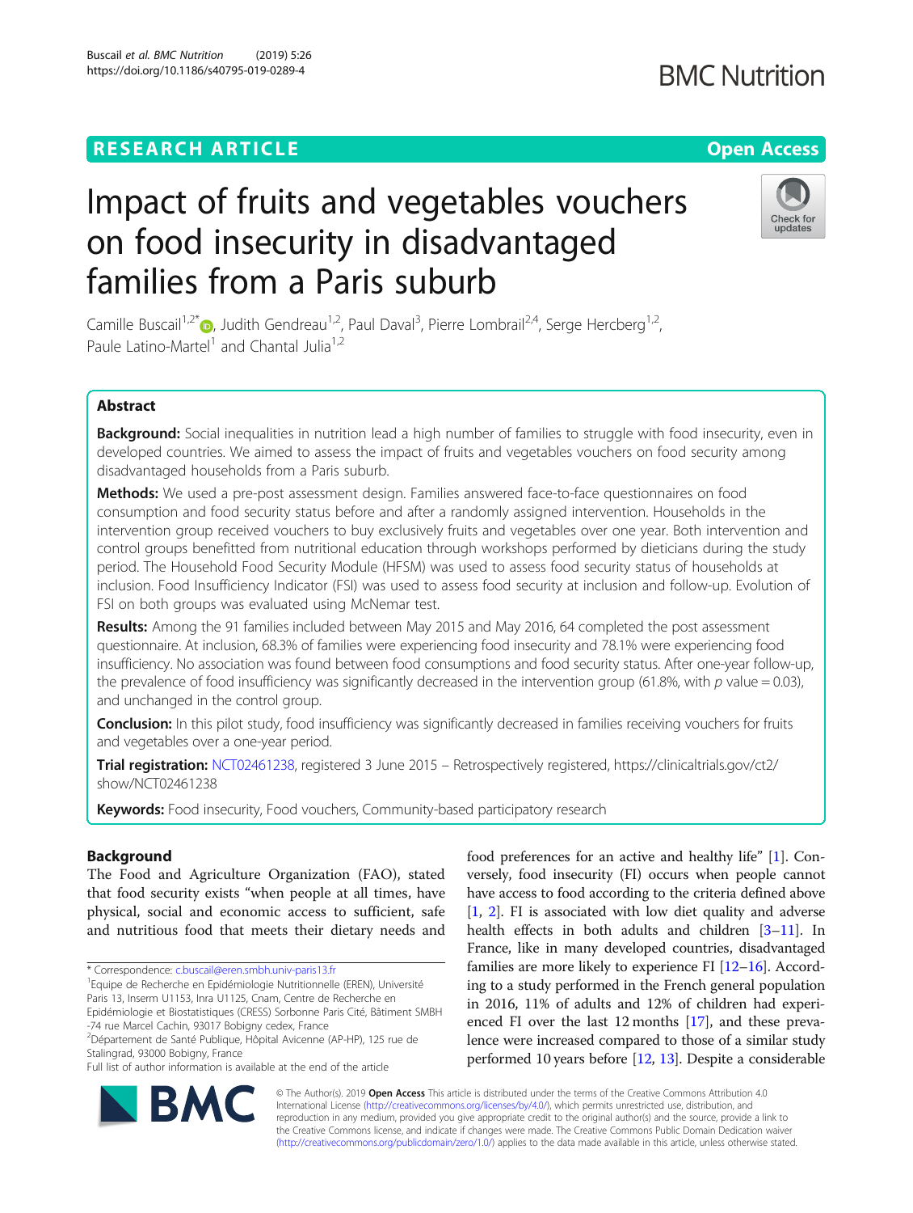RESEARCH ARTICLE

Open Access

# Impact of fruits and vegetables vouchers on food insecurity in disadvantaged families from a Paris suburb

Camille Buscail[1,2*], Judith Gendreau[1,2], Paul Daval[3], Pierre Lombrail[2,4], Serge Hercberg[1,2], Paule Latino-Martel[1] and Chantal Julia[1,2]

## Abstract

**Background:** Social inequalities in nutrition lead a high number of families to struggle with food insecurity, even in developed countries. We aimed to assess the impact of fruits and vegetables vouchers on food security among disadvantaged households from a Paris suburb.

**Methods:** We used a pre-post assessment design. Families answered face-to-face questionnaires on food consumption and food security status before and after a randomly assigned intervention. Households in the intervention group received vouchers to buy exclusively fruits and vegetables over one year. Both intervention and control groups benefitted from nutritional education through workshops performed by dieticians during the study period. The Household Food Security Module (HFSM) was used to assess food security status of households at inclusion. Food Insufficiency Indicator (FSI) was used to assess food security at inclusion and follow-up. Evolution of FSI on both groups was evaluated using McNemar test.

**Results:** Among the 91 families included between May 2015 and May 2016, 64 completed the post assessment questionnaire. At inclusion, 68.3% of families were experiencing food insecurity and 78.1% were experiencing food insufficiency. No association was found between food consumptions and food security status. After one-year follow-up, the prevalence of food insufficiency was significantly decreased in the intervention group (61.8%, with $p$ value = 0.03), and unchanged in the control group.

**Conclusion:** In this pilot study, food insufficiency was significantly decreased in families receiving vouchers for fruits and vegetables over a one-year period.

**Trial registration:** NCT02461238, registered 3 June 2015 – Retrospectively registered, https://clinicaltrials.gov/ct2/show/NCT02461238

**Keywords:** Food insecurity, Food vouchers, Community-based participatory research

## Background

The Food and Agriculture Organization (FAO), stated that food security exists "when people at all times, have physical, social and economic access to sufficient, safe and nutritious food that meets their dietary needs and food preferences for an active and healthy life" [1]. Conversely, food insecurity (FI) occurs when people cannot have access to food according to the criteria defined above [1, 2]. FI is associated with low diet quality and adverse health effects in both adults and children [3–11]. In France, like in many developed countries, disadvantaged families are more likely to experience FI [12–16]. According to a study performed in the French general population in 2016, 11% of adults and 12% of children had experienced FI over the last 12 months [17], and these prevalence were increased compared to those of a similar study performed 10 years before [12, 13]. Despite a considerable

* Correspondence: c.buscail@eren.smbh.univ-paris13.fr
[1]Equipe de Recherche en Epidémiologie Nutritionnelle (EREN), Université Paris 13, Inserm U1153, Inra U1125, Cnam, Centre de Recherche en Epidémiologie et Biostatistiques (CRESS) Sorbonne Paris Cité, Bâtiment SMBH -74 rue Marcel Cachin, 93017 Bobigny cedex, France
[2]Département de Santé Publique, Hôpital Avicenne (AP-HP), 125 rue de Stalingrad, 93000 Bobigny, France
Full list of author information is available at the end of the article

© The Author(s). 2019 **Open Access** This article is distributed under the terms of the Creative Commons Attribution 4.0 International License (http://creativecommons.org/licenses/by/4.0/), which permits unrestricted use, distribution, and reproduction in any medium, provided you give appropriate credit to the original author(s) and the source, provide a link to the Creative Commons license, and indicate if changes were made. The Creative Commons Public Domain Dedication waiver (http://creativecommons.org/publicdomain/zero/1.0/) applies to the data made available in this article, unless otherwise stated.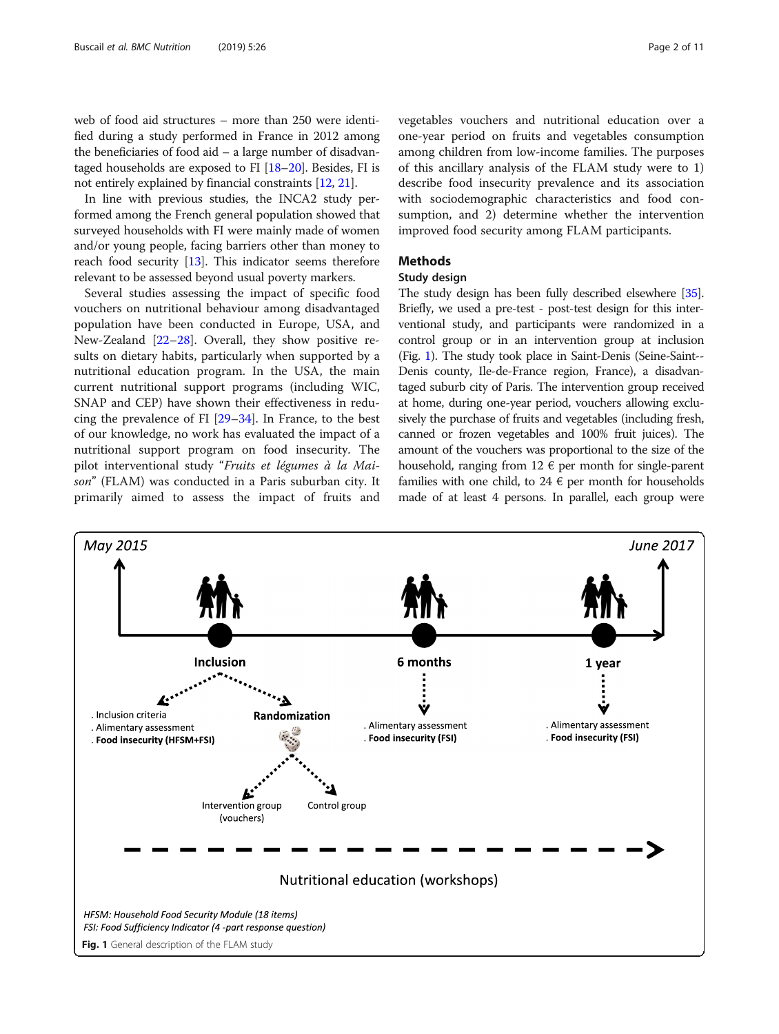web of food aid structures – more than 250 were identified during a study performed in France in 2012 among the beneficiaries of food aid – a large number of disadvantaged households are exposed to FI [18–20]. Besides, FI is not entirely explained by financial constraints [12, 21].

In line with previous studies, the INCA2 study performed among the French general population showed that surveyed households with FI were mainly made of women and/or young people, facing barriers other than money to reach food security [13]. This indicator seems therefore relevant to be assessed beyond usual poverty markers.

Several studies assessing the impact of specific food vouchers on nutritional behaviour among disadvantaged population have been conducted in Europe, USA, and New-Zealand [22–28]. Overall, they show positive results on dietary habits, particularly when supported by a nutritional education program. In the USA, the main current nutritional support programs (including WIC, SNAP and CEP) have shown their effectiveness in reducing the prevalence of FI [29–34]. In France, to the best of our knowledge, no work has evaluated the impact of a nutritional support program on food insecurity. The pilot interventional study "*Fruits et légumes à la Maison*" (FLAM) was conducted in a Paris suburban city. It primarily aimed to assess the impact of fruits and vegetables vouchers and nutritional education over a one-year period on fruits and vegetables consumption among children from low-income families. The purposes of this ancillary analysis of the FLAM study were to 1) describe food insecurity prevalence and its association with sociodemographic characteristics and food consumption, and 2) determine whether the intervention improved food security among FLAM participants.

## Methods

### Study design

The study design has been fully described elsewhere [35]. Briefly, we used a pre-test - post-test design for this interventional study, and participants were randomized in a control group or in an intervention group at inclusion (Fig. 1). The study took place in Saint-Denis (Seine-Saint-Denis county, Ile-de-France region, France), a disadvantaged suburb city of Paris. The intervention group received at home, during one-year period, vouchers allowing exclusively the purchase of fruits and vegetables (including fresh, canned or frozen vegetables and 100% fruit juices). The amount of the vouchers was proportional to the size of the household, ranging from 12 € per month for single-parent families with one child, to 24 € per month for households made of at least 4 persons. In parallel, each group were

HFSM: Household Food Security Module (18 items)
FSI: Food Sufficiency Indicator (4 -part response question)

**Fig. 1** General description of the FLAM study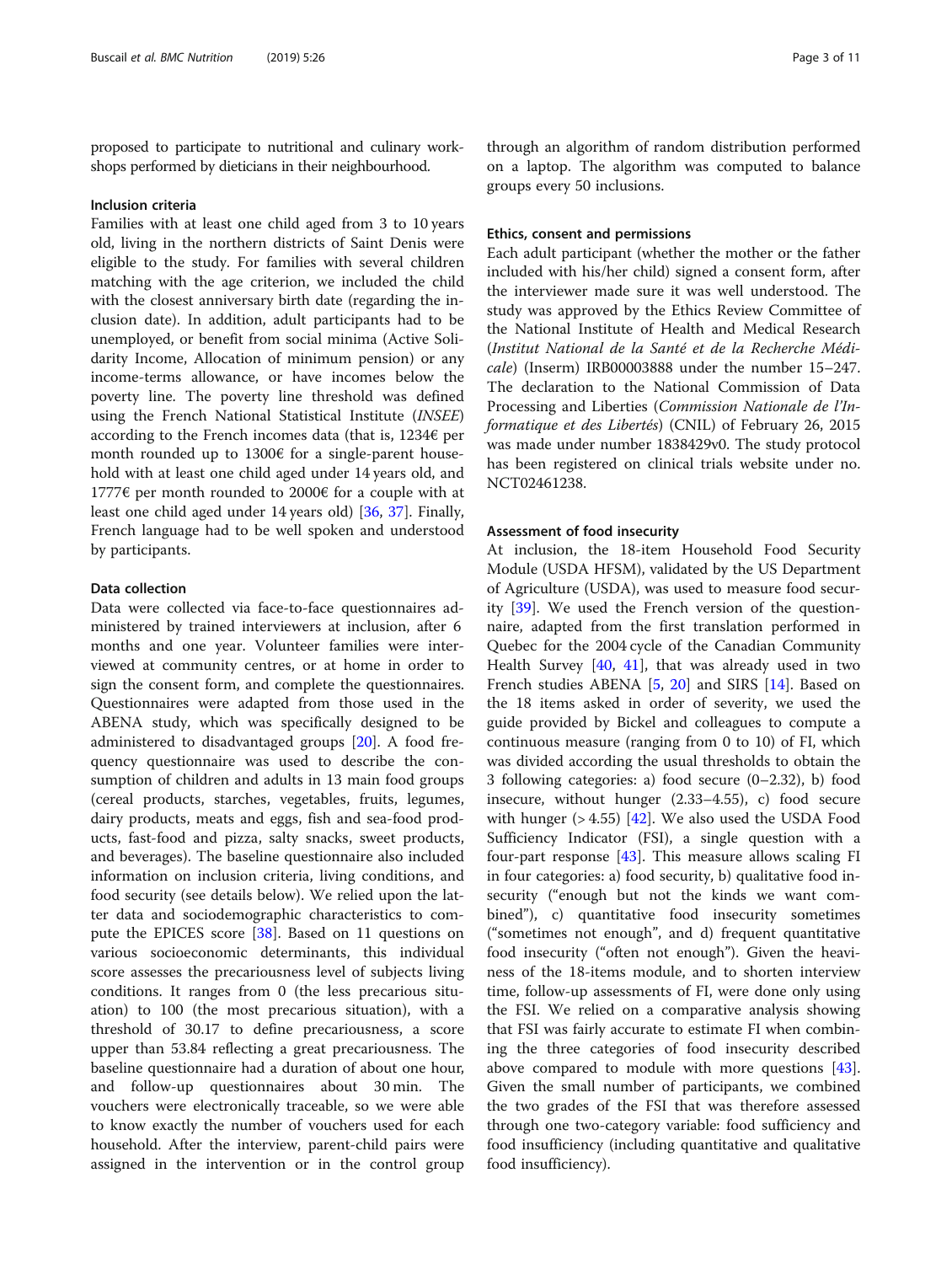proposed to participate to nutritional and culinary workshops performed by dieticians in their neighbourhood.

### Inclusion criteria

Families with at least one child aged from 3 to 10 years old, living in the northern districts of Saint Denis were eligible to the study. For families with several children matching with the age criterion, we included the child with the closest anniversary birth date (regarding the inclusion date). In addition, adult participants had to be unemployed, or benefit from social minima (Active Solidarity Income, Allocation of minimum pension) or any income-terms allowance, or have incomes below the poverty line. The poverty line threshold was defined using the French National Statistical Institute (*INSEE*) according to the French incomes data (that is, 1234€ per month rounded up to 1300€ for a single-parent household with at least one child aged under 14 years old, and 1777€ per month rounded to 2000€ for a couple with at least one child aged under 14 years old) [36, 37]. Finally, French language had to be well spoken and understood by participants.

### Data collection

Data were collected via face-to-face questionnaires administered by trained interviewers at inclusion, after 6 months and one year. Volunteer families were interviewed at community centres, or at home in order to sign the consent form, and complete the questionnaires. Questionnaires were adapted from those used in the ABENA study, which was specifically designed to be administered to disadvantaged groups [20]. A food frequency questionnaire was used to describe the consumption of children and adults in 13 main food groups (cereal products, starches, vegetables, fruits, legumes, dairy products, meats and eggs, fish and sea-food products, fast-food and pizza, salty snacks, sweet products, and beverages). The baseline questionnaire also included information on inclusion criteria, living conditions, and food security (see details below). We relied upon the latter data and sociodemographic characteristics to compute the EPICES score [38]. Based on 11 questions on various socioeconomic determinants, this individual score assesses the precariousness level of subjects living conditions. It ranges from 0 (the less precarious situation) to 100 (the most precarious situation), with a threshold of 30.17 to define precariousness, a score upper than 53.84 reflecting a great precariousness. The baseline questionnaire had a duration of about one hour, and follow-up questionnaires about 30 min. The vouchers were electronically traceable, so we were able to know exactly the number of vouchers used for each household. After the interview, parent-child pairs were assigned in the intervention or in the control group through an algorithm of random distribution performed on a laptop. The algorithm was computed to balance groups every 50 inclusions.

### Ethics, consent and permissions

Each adult participant (whether the mother or the father included with his/her child) signed a consent form, after the interviewer made sure it was well understood. The study was approved by the Ethics Review Committee of the National Institute of Health and Medical Research (*Institut National de la Santé et de la Recherche Médicale*) (Inserm) IRB00003888 under the number 15–247. The declaration to the National Commission of Data Processing and Liberties (*Commission Nationale de l'Informatique et des Libertés*) (CNIL) of February 26, 2015 was made under number 1838429v0. The study protocol has been registered on clinical trials website under no. NCT02461238.

### Assessment of food insecurity

At inclusion, the 18-item Household Food Security Module (USDA HFSM), validated by the US Department of Agriculture (USDA), was used to measure food security [39]. We used the French version of the questionnaire, adapted from the first translation performed in Quebec for the 2004 cycle of the Canadian Community Health Survey [40, 41], that was already used in two French studies ABENA [5, 20] and SIRS [14]. Based on the 18 items asked in order of severity, we used the guide provided by Bickel and colleagues to compute a continuous measure (ranging from 0 to 10) of FI, which was divided according the usual thresholds to obtain the 3 following categories: a) food secure (0–2.32), b) food insecure, without hunger (2.33–4.55), c) food secure with hunger (> 4.55) [42]. We also used the USDA Food Sufficiency Indicator (FSI), a single question with a four-part response [43]. This measure allows scaling FI in four categories: a) food security, b) qualitative food insecurity ("enough but not the kinds we want combined"), c) quantitative food insecurity sometimes ("sometimes not enough", and d) frequent quantitative food insecurity ("often not enough"). Given the heaviness of the 18-items module, and to shorten interview time, follow-up assessments of FI, were done only using the FSI. We relied on a comparative analysis showing that FSI was fairly accurate to estimate FI when combining the three categories of food insecurity described above compared to module with more questions [43]. Given the small number of participants, we combined the two grades of the FSI that was therefore assessed through one two-category variable: food sufficiency and food insufficiency (including quantitative and qualitative food insufficiency).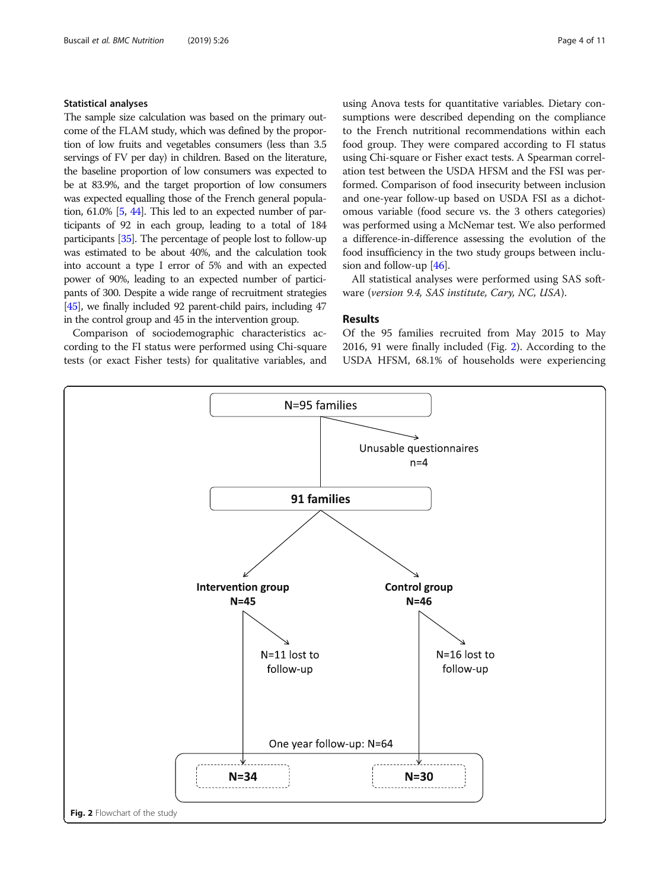### Statistical analyses

The sample size calculation was based on the primary outcome of the FLAM study, which was defined by the proportion of low fruits and vegetables consumers (less than 3.5 servings of FV per day) in children. Based on the literature, the baseline proportion of low consumers was expected to be at 83.9%, and the target proportion of low consumers was expected equalling those of the French general population, 61.0% [5, 44]. This led to an expected number of participants of 92 in each group, leading to a total of 184 participants [35]. The percentage of people lost to follow-up was estimated to be about 40%, and the calculation took into account a type I error of 5% and with an expected power of 90%, leading to an expected number of participants of 300. Despite a wide range of recruitment strategies [45], we finally included 92 parent-child pairs, including 47 in the control group and 45 in the intervention group.

Comparison of sociodemographic characteristics according to the FI status were performed using Chi-square tests (or exact Fisher tests) for qualitative variables, and using Anova tests for quantitative variables. Dietary consumptions were described depending on the compliance to the French nutritional recommendations within each food group. They were compared according to FI status using Chi-square or Fisher exact tests. A Spearman correlation test between the USDA HFSM and the FSI was performed. Comparison of food insecurity between inclusion and one-year follow-up based on USDA FSI as a dichotomous variable (food secure vs. the 3 others categories) was performed using a McNemar test. We also performed a difference-in-difference assessing the evolution of the food insufficiency in the two study groups between inclusion and follow-up [46].

All statistical analyses were performed using SAS software (*version 9.4, SAS institute, Cary, NC, USA*).

## Results

Of the 95 families recruited from May 2015 to May 2016, 91 were finally included (Fig. 2). According to the USDA HFSM, 68.1% of households were experiencing

N=95 families → Unusable questionnaires n=4 → 91 families

Intervention group N=45 → N=11 lost to follow-up → N=34

Control group N=46 → N=16 lost to follow-up → N=30

One year follow-up: N=64

**Fig. 2** Flowchart of the study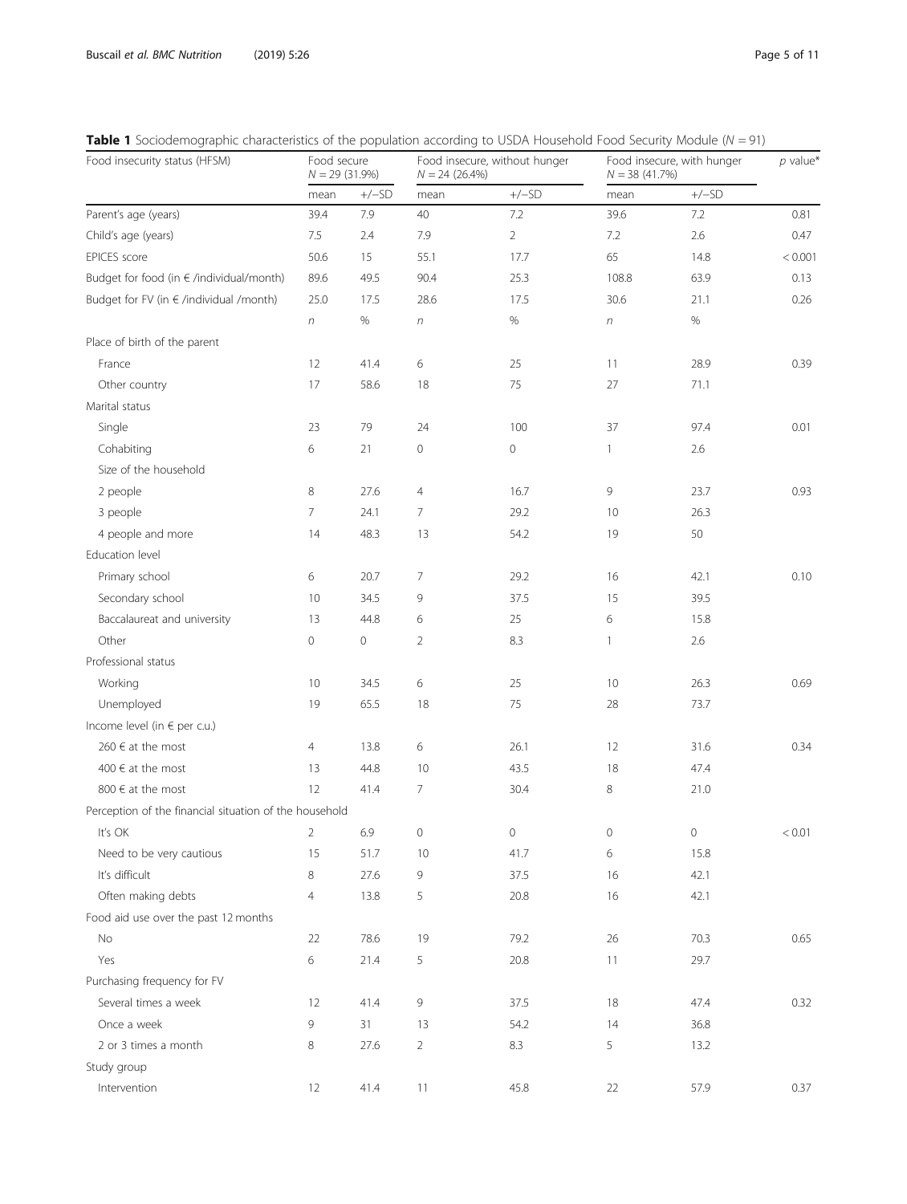**Table 1** Sociodemographic characteristics of the population according to USDA Household Food Security Module ($N = 91$)

| Food insecurity status (HFSM) | Food secure $N = 29$ (31.9%) | | Food insecure, without hunger $N = 24$ (26.4%) | | Food insecure, with hunger $N = 38$ (41.7%) | | *p* value* |
|---|---|---|---|---|---|---|---|
| | mean | +/−SD | mean | +/−SD | mean | +/−SD | |
| Parent's age (years) | 39.4 | 7.9 | 40 | 7.2 | 39.6 | 7.2 | 0.81 |
| Child's age (years) | 7.5 | 2.4 | 7.9 | 2 | 7.2 | 2.6 | 0.47 |
| EPICES score | 50.6 | 15 | 55.1 | 17.7 | 65 | 14.8 | < 0.001 |
| Budget for food (in € /individual/month) | 89.6 | 49.5 | 90.4 | 25.3 | 108.8 | 63.9 | 0.13 |
| Budget for FV (in € /individual /month) | 25.0 | 17.5 | 28.6 | 17.5 | 30.6 | 21.1 | 0.26 |
| | *n* | % | *n* | % | *n* | % | |
| Place of birth of the parent | | | | | | | |
| France | 12 | 41.4 | 6 | 25 | 11 | 28.9 | 0.39 |
| Other country | 17 | 58.6 | 18 | 75 | 27 | 71.1 | |
| Marital status | | | | | | | |
| Single | 23 | 79 | 24 | 100 | 37 | 97.4 | 0.01 |
| Cohabiting | 6 | 21 | 0 | 0 | 1 | 2.6 | |
| Size of the household | | | | | | | |
| 2 people | 8 | 27.6 | 4 | 16.7 | 9 | 23.7 | 0.93 |
| 3 people | 7 | 24.1 | 7 | 29.2 | 10 | 26.3 | |
| 4 people and more | 14 | 48.3 | 13 | 54.2 | 19 | 50 | |
| Education level | | | | | | | |
| Primary school | 6 | 20.7 | 7 | 29.2 | 16 | 42.1 | 0.10 |
| Secondary school | 10 | 34.5 | 9 | 37.5 | 15 | 39.5 | |
| Baccalaureat and university | 13 | 44.8 | 6 | 25 | 6 | 15.8 | |
| Other | 0 | 0 | 2 | 8.3 | 1 | 2.6 | |
| Professional status | | | | | | | |
| Working | 10 | 34.5 | 6 | 25 | 10 | 26.3 | 0.69 |
| Unemployed | 19 | 65.5 | 18 | 75 | 28 | 73.7 | |
| Income level (in € per c.u.) | | | | | | | |
| 260 € at the most | 4 | 13.8 | 6 | 26.1 | 12 | 31.6 | 0.34 |
| 400 € at the most | 13 | 44.8 | 10 | 43.5 | 18 | 47.4 | |
| 800 € at the most | 12 | 41.4 | 7 | 30.4 | 8 | 21.0 | |
| Perception of the financial situation of the household | | | | | | | |
| It's OK | 2 | 6.9 | 0 | 0 | 0 | 0 | < 0.01 |
| Need to be very cautious | 15 | 51.7 | 10 | 41.7 | 6 | 15.8 | |
| It's difficult | 8 | 27.6 | 9 | 37.5 | 16 | 42.1 | |
| Often making debts | 4 | 13.8 | 5 | 20.8 | 16 | 42.1 | |
| Food aid use over the past 12 months | | | | | | | |
| No | 22 | 78.6 | 19 | 79.2 | 26 | 70.3 | 0.65 |
| Yes | 6 | 21.4 | 5 | 20.8 | 11 | 29.7 | |
| Purchasing frequency for FV | | | | | | | |
| Several times a week | 12 | 41.4 | 9 | 37.5 | 18 | 47.4 | 0.32 |
| Once a week | 9 | 31 | 13 | 54.2 | 14 | 36.8 | |
| 2 or 3 times a month | 8 | 27.6 | 2 | 8.3 | 5 | 13.2 | |
| Study group | | | | | | | |
| Intervention | 12 | 41.4 | 11 | 45.8 | 22 | 57.9 | 0.37 |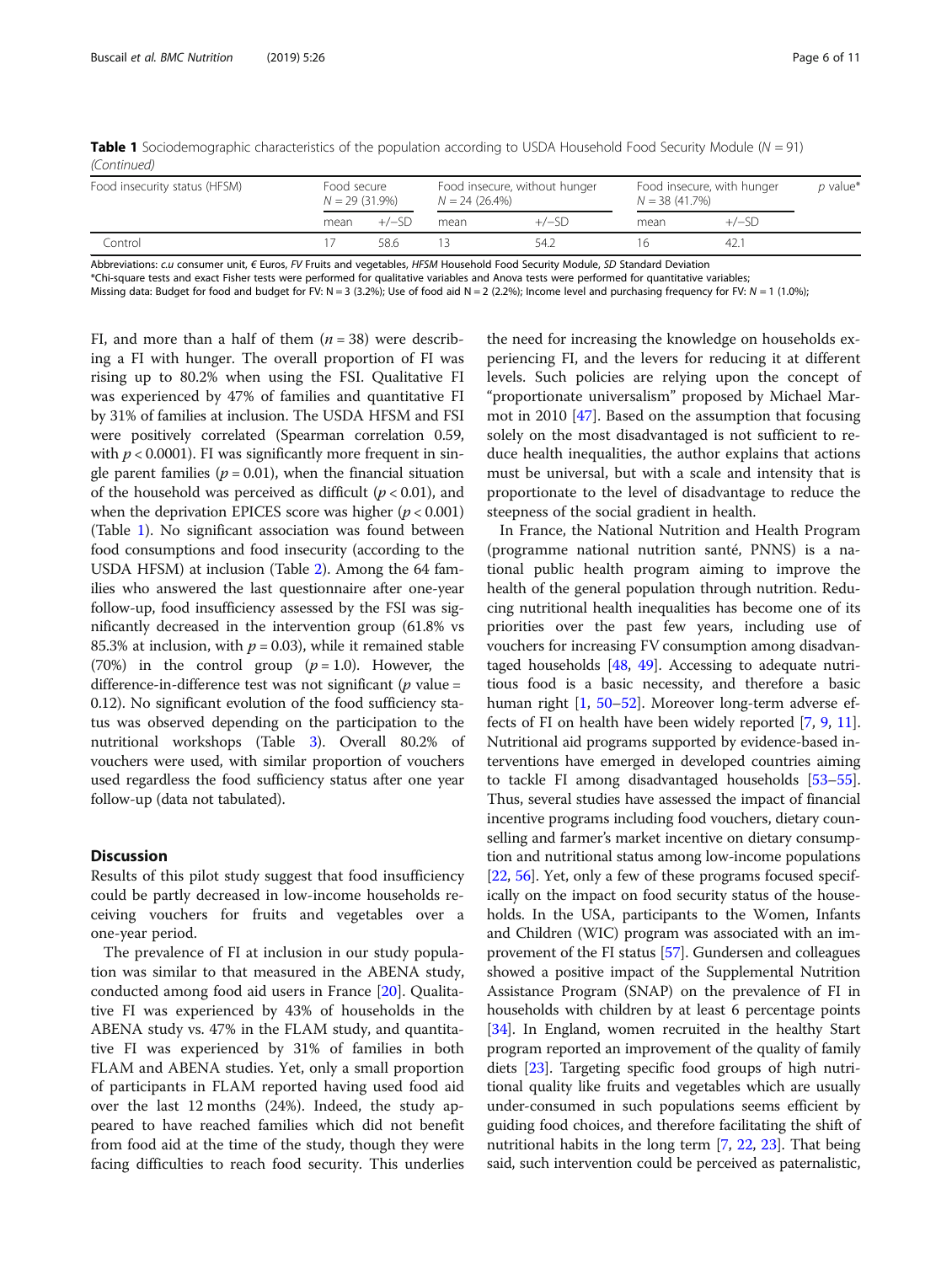**Table 1** Sociodemographic characteristics of the population according to USDA Household Food Security Module (N = 91) *(Continued)*

| Food insecurity status (HFSM) | Food secure N = 29 (31.9%) | | Food insecure, without hunger N = 24 (26.4%) | | Food insecure, with hunger N = 38 (41.7%) | | *p* value* |
|---|---|---|---|---|---|---|---|
| | mean | +/−SD | mean | +/−SD | mean | +/−SD | |
| Control | 17 | 58.6 | 13 | 54.2 | 16 | 42.1 | |

Abbreviations: *c.u* consumer unit, *€* Euros, *FV* Fruits and vegetables, *HFSM* Household Food Security Module, *SD* Standard Deviation
*Chi-square tests and exact Fisher tests were performed for qualitative variables and Anova tests were performed for quantitative variables;
Missing data: Budget for food and budget for FV: N = 3 (3.2%); Use of food aid N = 2 (2.2%); Income level and purchasing frequency for FV: *N* = 1 (1.0%);

FI, and more than a half of them ($n = 38$) were describing a FI with hunger. The overall proportion of FI was rising up to 80.2% when using the FSI. Qualitative FI was experienced by 47% of families and quantitative FI by 31% of families at inclusion. The USDA HFSM and FSI were positively correlated (Spearman correlation 0.59, with $p < 0.0001$). FI was significantly more frequent in single parent families ($p = 0.01$), when the financial situation of the household was perceived as difficult ($p < 0.01$), and when the deprivation EPICES score was higher ($p < 0.001$) (Table 1). No significant association was found between food consumptions and food insecurity (according to the USDA HFSM) at inclusion (Table 2). Among the 64 families who answered the last questionnaire after one-year follow-up, food insufficiency assessed by the FSI was significantly decreased in the intervention group (61.8% vs 85.3% at inclusion, with $p = 0.03$), while it remained stable (70%) in the control group ($p = 1.0$). However, the difference-in-difference test was not significant ($p$ value = 0.12). No significant evolution of the food sufficiency status was observed depending on the participation to the nutritional workshops (Table 3). Overall 80.2% of vouchers were used, with similar proportion of vouchers used regardless the food sufficiency status after one year follow-up (data not tabulated).

## Discussion

Results of this pilot study suggest that food insufficiency could be partly decreased in low-income households receiving vouchers for fruits and vegetables over a one-year period.

The prevalence of FI at inclusion in our study population was similar to that measured in the ABENA study, conducted among food aid users in France [20]. Qualitative FI was experienced by 43% of households in the ABENA study vs. 47% in the FLAM study, and quantitative FI was experienced by 31% of families in both FLAM and ABENA studies. Yet, only a small proportion of participants in FLAM reported having used food aid over the last 12 months (24%). Indeed, the study appeared to have reached families which did not benefit from food aid at the time of the study, though they were facing difficulties to reach food security. This underlies the need for increasing the knowledge on households experiencing FI, and the levers for reducing it at different levels. Such policies are relying upon the concept of "proportionate universalism" proposed by Michael Marmot in 2010 [47]. Based on the assumption that focusing solely on the most disadvantaged is not sufficient to reduce health inequalities, the author explains that actions must be universal, but with a scale and intensity that is proportionate to the level of disadvantage to reduce the steepness of the social gradient in health.

In France, the National Nutrition and Health Program (programme national nutrition santé, PNNS) is a national public health program aiming to improve the health of the general population through nutrition. Reducing nutritional health inequalities has become one of its priorities over the past few years, including use of vouchers for increasing FV consumption among disadvantaged households [48, 49]. Accessing to adequate nutritious food is a basic necessity, and therefore a basic human right [1, 50–52]. Moreover long-term adverse effects of FI on health have been widely reported [7, 9, 11]. Nutritional aid programs supported by evidence-based interventions have emerged in developed countries aiming to tackle FI among disadvantaged households [53–55]. Thus, several studies have assessed the impact of financial incentive programs including food vouchers, dietary counselling and farmer's market incentive on dietary consumption and nutritional status among low-income populations [22, 56]. Yet, only a few of these programs focused specifically on the impact on food security status of the households. In the USA, participants to the Women, Infants and Children (WIC) program was associated with an improvement of the FI status [57]. Gundersen and colleagues showed a positive impact of the Supplemental Nutrition Assistance Program (SNAP) on the prevalence of FI in households with children by at least 6 percentage points [34]. In England, women recruited in the healthy Start program reported an improvement of the quality of family diets [23]. Targeting specific food groups of high nutritional quality like fruits and vegetables which are usually under-consumed in such populations seems efficient by guiding food choices, and therefore facilitating the shift of nutritional habits in the long term [7, 22, 23]. That being said, such intervention could be perceived as paternalistic,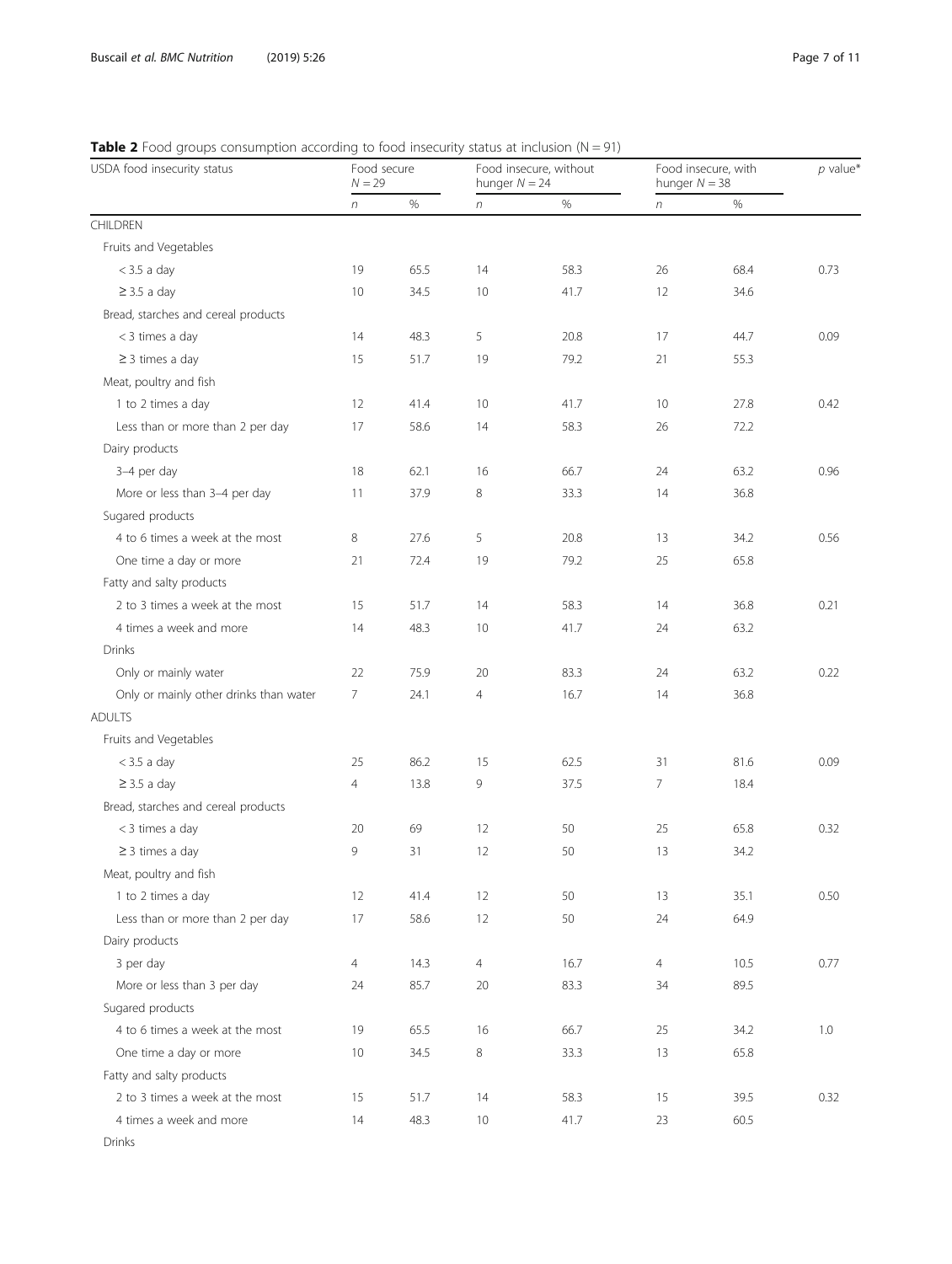**Table 2** Food groups consumption according to food insecurity status at inclusion (N = 91)

| USDA food insecurity status | Food secure $N = 29$ | | Food insecure, without hunger $N = 24$ | | Food insecure, with hunger $N = 38$ | | *p* value* |
|---|---|---|---|---|---|---|---|
| | *n* | % | *n* | % | *n* | % | |
| CHILDREN | | | | | | | |
| Fruits and Vegetables | | | | | | | |
| < 3.5 a day | 19 | 65.5 | 14 | 58.3 | 26 | 68.4 | 0.73 |
| ≥ 3.5 a day | 10 | 34.5 | 10 | 41.7 | 12 | 34.6 | |
| Bread, starches and cereal products | | | | | | | |
| < 3 times a day | 14 | 48.3 | 5 | 20.8 | 17 | 44.7 | 0.09 |
| ≥ 3 times a day | 15 | 51.7 | 19 | 79.2 | 21 | 55.3 | |
| Meat, poultry and fish | | | | | | | |
| 1 to 2 times a day | 12 | 41.4 | 10 | 41.7 | 10 | 27.8 | 0.42 |
| Less than or more than 2 per day | 17 | 58.6 | 14 | 58.3 | 26 | 72.2 | |
| Dairy products | | | | | | | |
| 3–4 per day | 18 | 62.1 | 16 | 66.7 | 24 | 63.2 | 0.96 |
| More or less than 3–4 per day | 11 | 37.9 | 8 | 33.3 | 14 | 36.8 | |
| Sugared products | | | | | | | |
| 4 to 6 times a week at the most | 8 | 27.6 | 5 | 20.8 | 13 | 34.2 | 0.56 |
| One time a day or more | 21 | 72.4 | 19 | 79.2 | 25 | 65.8 | |
| Fatty and salty products | | | | | | | |
| 2 to 3 times a week at the most | 15 | 51.7 | 14 | 58.3 | 14 | 36.8 | 0.21 |
| 4 times a week and more | 14 | 48.3 | 10 | 41.7 | 24 | 63.2 | |
| Drinks | | | | | | | |
| Only or mainly water | 22 | 75.9 | 20 | 83.3 | 24 | 63.2 | 0.22 |
| Only or mainly other drinks than water | 7 | 24.1 | 4 | 16.7 | 14 | 36.8 | |
| ADULTS | | | | | | | |
| Fruits and Vegetables | | | | | | | |
| < 3.5 a day | 25 | 86.2 | 15 | 62.5 | 31 | 81.6 | 0.09 |
| ≥ 3.5 a day | 4 | 13.8 | 9 | 37.5 | 7 | 18.4 | |
| Bread, starches and cereal products | | | | | | | |
| < 3 times a day | 20 | 69 | 12 | 50 | 25 | 65.8 | 0.32 |
| ≥ 3 times a day | 9 | 31 | 12 | 50 | 13 | 34.2 | |
| Meat, poultry and fish | | | | | | | |
| 1 to 2 times a day | 12 | 41.4 | 12 | 50 | 13 | 35.1 | 0.50 |
| Less than or more than 2 per day | 17 | 58.6 | 12 | 50 | 24 | 64.9 | |
| Dairy products | | | | | | | |
| 3 per day | 4 | 14.3 | 4 | 16.7 | 4 | 10.5 | 0.77 |
| More or less than 3 per day | 24 | 85.7 | 20 | 83.3 | 34 | 89.5 | |
| Sugared products | | | | | | | |
| 4 to 6 times a week at the most | 19 | 65.5 | 16 | 66.7 | 25 | 34.2 | 1.0 |
| One time a day or more | 10 | 34.5 | 8 | 33.3 | 13 | 65.8 | |
| Fatty and salty products | | | | | | | |
| 2 to 3 times a week at the most | 15 | 51.7 | 14 | 58.3 | 15 | 39.5 | 0.32 |
| 4 times a week and more | 14 | 48.3 | 10 | 41.7 | 23 | 60.5 | |
| Drinks | | | | | | | |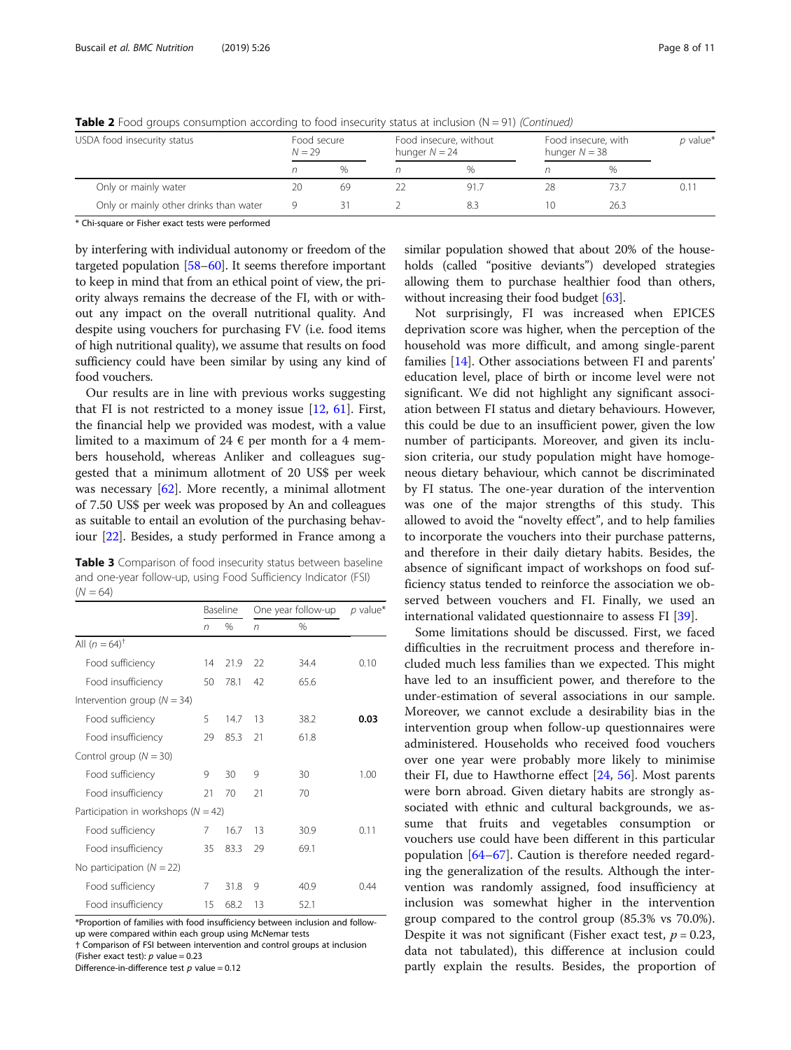**Table 2** Food groups consumption according to food insecurity status at inclusion (N = 91) *(Continued)*

| USDA food insecurity status | Food secure $N = 29$ | | Food insecure, without hunger $N = 24$ | | Food insecure, with hunger $N = 38$ | | *p* value* |
|---|---|---|---|---|---|---|---|
| | *n* | % | *n* | % | *n* | % | |
| Only or mainly water | 20 | 69 | 22 | 91.7 | 28 | 73.7 | 0.11 |
| Only or mainly other drinks than water | 9 | 31 | 2 | 8.3 | 10 | 26.3 | |

* Chi-square or Fisher exact tests were performed

by interfering with individual autonomy or freedom of the targeted population [58–60]. It seems therefore important to keep in mind that from an ethical point of view, the priority always remains the decrease of the FI, with or without any impact on the overall nutritional quality. And despite using vouchers for purchasing FV (i.e. food items of high nutritional quality), we assume that results on food sufficiency could have been similar by using any kind of food vouchers.

Our results are in line with previous works suggesting that FI is not restricted to a money issue [12, 61]. First, the financial help we provided was modest, with a value limited to a maximum of 24 € per month for a 4 members household, whereas Anliker and colleagues suggested that a minimum allotment of 20 US$ per week was necessary [62]. More recently, a minimal allotment of 7.50 US$ per week was proposed by An and colleagues as suitable to entail an evolution of the purchasing behaviour [22]. Besides, a study performed in France among a similar population showed that about 20% of the households (called "positive deviants") developed strategies allowing them to purchase healthier food than others, without increasing their food budget [63].

**Table 3** Comparison of food insecurity status between baseline and one-year follow-up, using Food Sufficiency Indicator (FSI) ($N = 64$)

| | Baseline | | One year follow-up | | *p* value* |
|---|---|---|---|---|---|
| | *n* | % | *n* | % | |
| All ($n = 64$)[†] | | | | | |
| Food sufficiency | 14 | 21.9 | 22 | 34.4 | 0.10 |
| Food insufficiency | 50 | 78.1 | 42 | 65.6 | |
| Intervention group ($N = 34$) | | | | | |
| Food sufficiency | 5 | 14.7 | 13 | 38.2 | **0.03** |
| Food insufficiency | 29 | 85.3 | 21 | 61.8 | |
| Control group ($N = 30$) | | | | | |
| Food sufficiency | 9 | 30 | 9 | 30 | 1.00 |
| Food insufficiency | 21 | 70 | 21 | 70 | |
| Participation in workshops ($N = 42$) | | | | | |
| Food sufficiency | 7 | 16.7 | 13 | 30.9 | 0.11 |
| Food insufficiency | 35 | 83.3 | 29 | 69.1 | |
| No participation ($N = 22$) | | | | | |
| Food sufficiency | 7 | 31.8 | 9 | 40.9 | 0.44 |
| Food insufficiency | 15 | 68.2 | 13 | 52.1 | |

*Proportion of families with food insufficiency between inclusion and follow-up were compared within each group using McNemar tests
† Comparison of FSI between intervention and control groups at inclusion (Fisher exact test): *p* value = 0.23
Difference-in-difference test *p* value = 0.12

Not surprisingly, FI was increased when EPICES deprivation score was higher, when the perception of the household was more difficult, and among single-parent families [14]. Other associations between FI and parents' education level, place of birth or income level were not significant. We did not highlight any significant association between FI status and dietary behaviours. However, this could be due to an insufficient power, given the low number of participants. Moreover, and given its inclusion criteria, our study population might have homogeneous dietary behaviour, which cannot be discriminated by FI status. The one-year duration of the intervention was one of the major strengths of this study. This allowed to avoid the "novelty effect", and to help families to incorporate the vouchers into their purchase patterns, and therefore in their daily dietary habits. Besides, the absence of significant impact of workshops on food sufficiency status tended to reinforce the association we observed between vouchers and FI. Finally, we used an international validated questionnaire to assess FI [39].

Some limitations should be discussed. First, we faced difficulties in the recruitment process and therefore included much less families than we expected. This might have led to an insufficient power, and therefore to the under-estimation of several associations in our sample. Moreover, we cannot exclude a desirability bias in the intervention group when follow-up questionnaires were administered. Households who received food vouchers over one year were probably more likely to minimise their FI, due to Hawthorne effect [24, 56]. Most parents were born abroad. Given dietary habits are strongly associated with ethnic and cultural backgrounds, we assume that fruits and vegetables consumption or vouchers use could have been different in this particular population [64–67]. Caution is therefore needed regarding the generalization of the results. Although the intervention was randomly assigned, food insufficiency at inclusion was somewhat higher in the intervention group compared to the control group (85.3% vs 70.0%). Despite it was not significant (Fisher exact test, $p = 0.23$, data not tabulated), this difference at inclusion could partly explain the results. Besides, the proportion of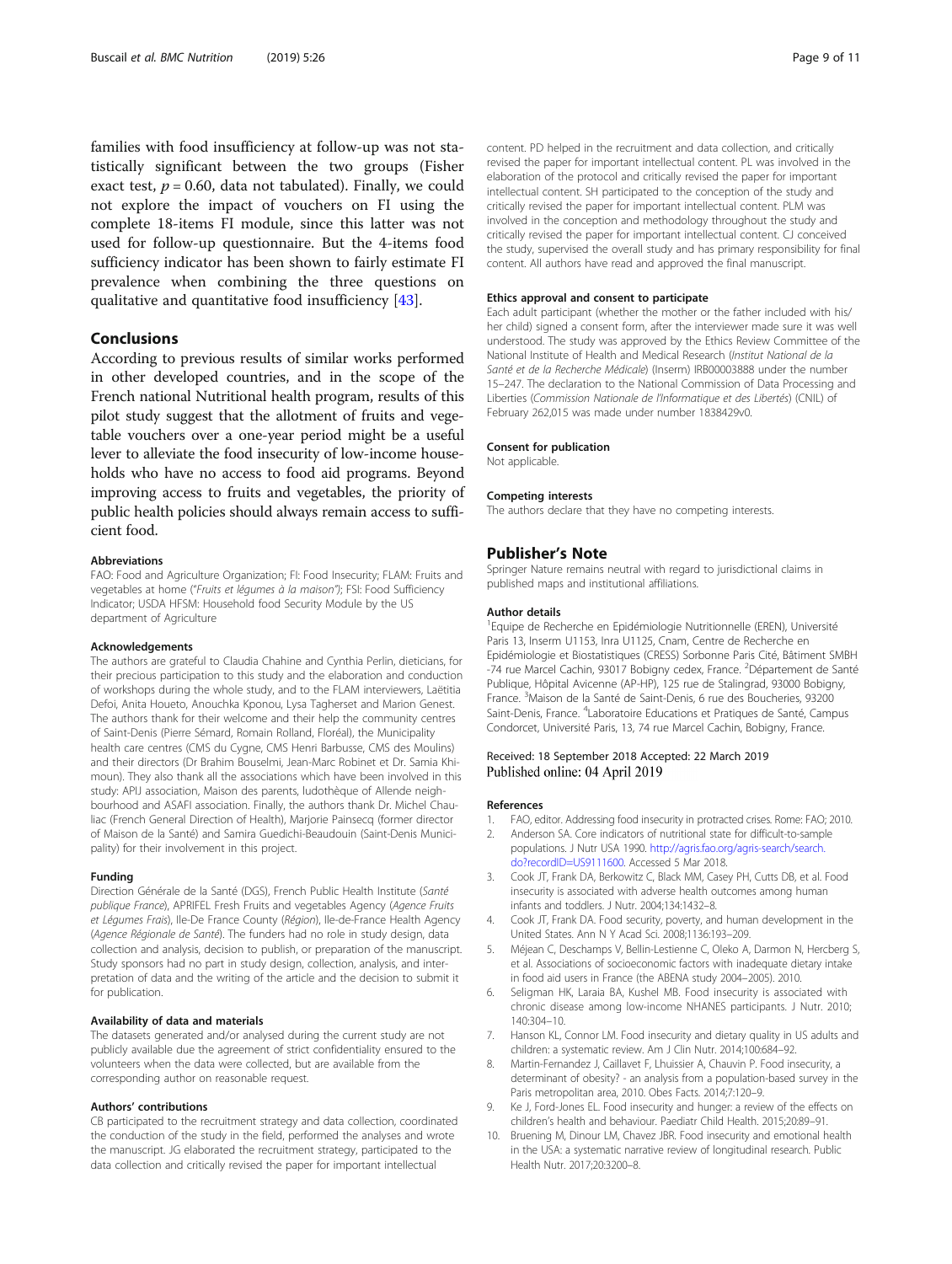families with food insufficiency at follow-up was not statistically significant between the two groups (Fisher exact test, $p = 0.60$, data not tabulated). Finally, we could not explore the impact of vouchers on FI using the complete 18-items FI module, since this latter was not used for follow-up questionnaire. But the 4-items food sufficiency indicator has been shown to fairly estimate FI prevalence when combining the three questions on qualitative and quantitative food insufficiency [43].

## Conclusions

According to previous results of similar works performed in other developed countries, and in the scope of the French national Nutritional health program, results of this pilot study suggest that the allotment of fruits and vegetable vouchers over a one-year period might be a useful lever to alleviate the food insecurity of low-income households who have no access to food aid programs. Beyond improving access to fruits and vegetables, the priority of public health policies should always remain access to sufficient food.

#### Abbreviations

FAO: Food and Agriculture Organization; FI: Food Insecurity; FLAM: Fruits and vegetables at home ("*Fruits et légumes à la maison*"); FSI: Food Sufficiency Indicator; USDA HFSM: Household food Security Module by the US department of Agriculture

#### Acknowledgements

The authors are grateful to Claudia Chahine and Cynthia Perlin, dieticians, for their precious participation to this study and the elaboration and conduction of workshops during the whole study, and to the FLAM interviewers, Laëtitia Defoi, Anita Houeto, Anouchka Kponou, Lysa Tagherset and Marion Genest. The authors thank for their welcome and their help the community centres of Saint-Denis (Pierre Sémard, Romain Rolland, Floréal), the Municipality health care centres (CMS du Cygne, CMS Henri Barbusse, CMS des Moulins) and their directors (Dr Brahim Bouselmi, Jean-Marc Robinet et Dr. Samia Khimoun). They also thank all the associations which have been involved in this study: APIJ association, Maison des parents, ludothèque of Allende neighbourhood and ASAFI association. Finally, the authors thank Dr. Michel Chauliac (French General Direction of Health), Marjorie Painsecq (former director of Maison de la Santé) and Samira Guedichi-Beaudouin (Saint-Denis Municipality) for their involvement in this project.

#### Funding

Direction Générale de la Santé (DGS), French Public Health Institute (*Santé publique France*), APRIFEL Fresh Fruits and vegetables Agency (*Agence Fruits et Légumes Frais*), Ile-De France County (*Région*), Ile-de-France Health Agency (*Agence Régionale de Santé*). The funders had no role in study design, data collection and analysis, decision to publish, or preparation of the manuscript. Study sponsors had no part in study design, collection, analysis, and interpretation of data and the writing of the article and the decision to submit it for publication.

#### Availability of data and materials

The datasets generated and/or analysed during the current study are not publicly available due the agreement of strict confidentiality ensured to the volunteers when the data were collected, but are available from the corresponding author on reasonable request.

#### Authors' contributions

CB participated to the recruitment strategy and data collection, coordinated the conduction of the study in the field, performed the analyses and wrote the manuscript. JG elaborated the recruitment strategy, participated to the data collection and critically revised the paper for important intellectual content. PD helped in the recruitment and data collection, and critically revised the paper for important intellectual content. PL was involved in the elaboration of the protocol and critically revised the paper for important intellectual content. SH participated to the conception of the study and critically revised the paper for important intellectual content. PLM was involved in the conception and methodology throughout the study and critically revised the paper for important intellectual content. CJ conceived the study, supervised the overall study and has primary responsibility for final content. All authors have read and approved the final manuscript.

#### Ethics approval and consent to participate

Each adult participant (whether the mother or the father included with his/her child) signed a consent form, after the interviewer made sure it was well understood. The study was approved by the Ethics Review Committee of the National Institute of Health and Medical Research (*Institut National de la Santé et de la Recherche Médicale*) (Inserm) IRB00003888 under the number 15–247. The declaration to the National Commission of Data Processing and Liberties (*Commission Nationale de l'Informatique et des Libertés*) (CNIL) of February 262,015 was made under number 1838429v0.

#### Consent for publication

Not applicable.

#### Competing interests

The authors declare that they have no competing interests.

## Publisher's Note

Springer Nature remains neutral with regard to jurisdictional claims in published maps and institutional affiliations.

#### Author details

[1]Equipe de Recherche en Epidémiologie Nutritionnelle (EREN), Université Paris 13, Inserm U1153, Inra U1125, Cnam, Centre de Recherche en Epidémiologie et Biostatistiques (CRESS) Sorbonne Paris Cité, Bâtiment SMBH -74 rue Marcel Cachin, 93017 Bobigny cedex, France. [2]Département de Santé Publique, Hôpital Avicenne (AP-HP), 125 rue de Stalingrad, 93000 Bobigny, France. [3]Maison de la Santé de Saint-Denis, 6 rue des Boucheries, 93200 Saint-Denis, France. [4]Laboratoire Educations et Pratiques de Santé, Campus Condorcet, Université Paris, 13, 74 rue Marcel Cachin, Bobigny, France.

Received: 18 September 2018 Accepted: 22 March 2019
Published online: 04 April 2019

#### References

1. FAO, editor. Addressing food insecurity in protracted crises. Rome: FAO; 2010.
2. Anderson SA. Core indicators of nutritional state for difficult-to-sample populations. J Nutr USA 1990. http://agris.fao.org/agris-search/search.do?recordID=US9111600. Accessed 5 Mar 2018.
3. Cook JT, Frank DA, Berkowitz C, Black MM, Casey PH, Cutts DB, et al. Food insecurity is associated with adverse health outcomes among human infants and toddlers. J Nutr. 2004;134:1432–8.
4. Cook JT, Frank DA. Food security, poverty, and human development in the United States. Ann N Y Acad Sci. 2008;1136:193–209.
5. Méjean C, Deschamps V, Bellin-Lestienne C, Oleko A, Darmon N, Hercberg S, et al. Associations of socioeconomic factors with inadequate dietary intake in food aid users in France (the ABENA study 2004–2005). 2010.
6. Seligman HK, Laraia BA, Kushel MB. Food insecurity is associated with chronic disease among low-income NHANES participants. J Nutr. 2010;140:304–10.
7. Hanson KL, Connor LM. Food insecurity and dietary quality in US adults and children: a systematic review. Am J Clin Nutr. 2014;100:684–92.
8. Martin-Fernandez J, Caillavet F, Lhuissier A, Chauvin P. Food insecurity, a determinant of obesity? - an analysis from a population-based survey in the Paris metropolitan area, 2010. Obes Facts. 2014;7:120–9.
9. Ke J, Ford-Jones EL. Food insecurity and hunger: a review of the effects on children's health and behaviour. Paediatr Child Health. 2015;20:89–91.
10. Bruening M, Dinour LM, Chavez JBR. Food insecurity and emotional health in the USA: a systematic narrative review of longitudinal research. Public Health Nutr. 2017;20:3200–8.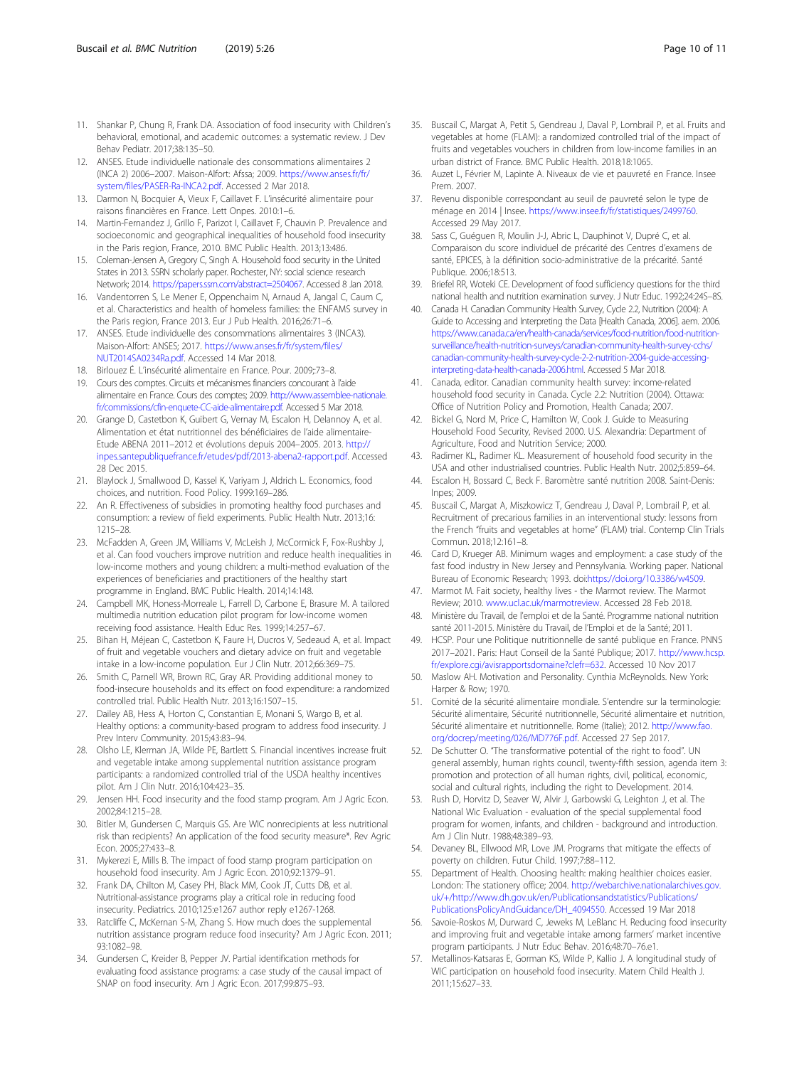11. Shankar P, Chung R, Frank DA. Association of food insecurity with Children's behavioral, emotional, and academic outcomes: a systematic review. J Dev Behav Pediatr. 2017;38:135–50.
12. ANSES. Etude individuelle nationale des consommations alimentaires 2 (INCA 2) 2006–2007. Maison-Alfort: Afssa; 2009. https://www.anses.fr/fr/system/files/PASER-Ra-INCA2.pdf. Accessed 2 Mar 2018.
13. Darmon N, Bocquier A, Vieux F, Caillavet F. L'insécurité alimentaire pour raisons financières en France. Lett Onpes. 2010:1–6.
14. Martin-Fernandez J, Grillo F, Parizot I, Caillavet F, Chauvin P. Prevalence and socioeconomic and geographical inequalities of household food insecurity in the Paris region, France, 2010. BMC Public Health. 2013;13:486.
15. Coleman-Jensen A, Gregory C, Singh A. Household food security in the United States in 2013. SSRN scholarly paper. Rochester, NY: social science research Network; 2014. https://papers.ssrn.com/abstract=2504067. Accessed 8 Jan 2018.
16. Vandentorren S, Le Mener E, Oppenchaim N, Arnaud A, Jangal C, Caum C, et al. Characteristics and health of homeless families: the ENFAMS survey in the Paris region, France 2013. Eur J Pub Health. 2016;26:71–6.
17. ANSES. Etude individuelle des consommations alimentaires 3 (INCA3). Maison-Alfort: ANSES; 2017. https://www.anses.fr/fr/system/files/NUT2014SA0234Ra.pdf. Accessed 14 Mar 2018.
18. Birlouez É. L'insécurité alimentaire en France. Pour. 2009;:73–8.
19. Cours des comptes. Circuits et mécanismes financiers concourant à l'aide alimentaire en France. Cours des comptes; 2009. http://www.assemblee-nationale.fr/commissions/cfin-enquete-CC-aide-alimentaire.pdf. Accessed 5 Mar 2018.
20. Grange D, Castetbon K, Guibert G, Vernay M, Escalon H, Delannoy A, et al. Alimentation et état nutritionnel des bénéficiaires de l'aide alimentaire-Etude ABENA 2011–2012 et évolutions depuis 2004–2005. 2013. http://inpes.santepubliquefrance.fr/etudes/pdf/2013-abena2-rapport.pdf. Accessed 28 Dec 2015.
21. Blaylock J, Smallwood D, Kassel K, Variyam J, Aldrich L. Economics, food choices, and nutrition. Food Policy. 1999:169–286.
22. An R. Effectiveness of subsidies in promoting healthy food purchases and consumption: a review of field experiments. Public Health Nutr. 2013;16:1215–28.
23. McFadden A, Green JM, Williams V, McLeish J, McCormick F, Fox-Rushby J, et al. Can food vouchers improve nutrition and reduce health inequalities in low-income mothers and young children: a multi-method evaluation of the experiences of beneficiaries and practitioners of the healthy start programme in England. BMC Public Health. 2014;14:148.
24. Campbell MK, Honess-Morreale L, Farrell D, Carbone E, Brasure M. A tailored multimedia nutrition education pilot program for low-income women receiving food assistance. Health Educ Res. 1999;14:257–67.
25. Bihan H, Méjean C, Castetbon K, Faure H, Ducros V, Sedeaud A, et al. Impact of fruit and vegetable vouchers and dietary advice on fruit and vegetable intake in a low-income population. Eur J Clin Nutr. 2012;66:369–75.
26. Smith C, Parnell WR, Brown RC, Gray AR. Providing additional money to food-insecure households and its effect on food expenditure: a randomized controlled trial. Public Health Nutr. 2013;16:1507–15.
27. Dailey AB, Hess A, Horton C, Constantian E, Monani S, Wargo B, et al. Healthy options: a community-based program to address food insecurity. J Prev Interv Community. 2015;43:83–94.
28. Olsho LE, Klerman JA, Wilde PE, Bartlett S. Financial incentives increase fruit and vegetable intake among supplemental nutrition assistance program participants: a randomized controlled trial of the USDA healthy incentives pilot. Am J Clin Nutr. 2016;104:423–35.
29. Jensen HH. Food insecurity and the food stamp program. Am J Agric Econ. 2002;84:1215–28.
30. Bitler M, Gundersen C, Marquis GS. Are WIC nonrecipients at less nutritional risk than recipients? An application of the food security measure*. Rev Agric Econ. 2005;27:433–8.
31. Mykerezi E, Mills B. The impact of food stamp program participation on household food insecurity. Am J Agric Econ. 2010;92:1379–91.
32. Frank DA, Chilton M, Casey PH, Black MM, Cook JT, Cutts DB, et al. Nutritional-assistance programs play a critical role in reducing food insecurity. Pediatrics. 2010;125:e1267 author reply e1267-1268.
33. Ratcliffe C, McKernan S-M, Zhang S. How much does the supplemental nutrition assistance program reduce food insecurity? Am J Agric Econ. 2011;93:1082–98.
34. Gundersen C, Kreider B, Pepper JV. Partial identification methods for evaluating food assistance programs: a case study of the causal impact of SNAP on food insecurity. Am J Agric Econ. 2017;99:875–93.
35. Buscail C, Margat A, Petit S, Gendreau J, Daval P, Lombrail P, et al. Fruits and vegetables at home (FLAM): a randomized controlled trial of the impact of fruits and vegetables vouchers in children from low-income families in an urban district of France. BMC Public Health. 2018;18:1065.
36. Auzet L, Février M, Lapinte A. Niveaux de vie et pauvreté en France. Insee Prem. 2007.
37. Revenu disponible correspondant au seuil de pauvreté selon le type de ménage en 2014 | Insee. https://www.insee.fr/fr/statistiques/2499760. Accessed 29 May 2017.
38. Sass C, Guéguen R, Moulin J-J, Abric L, Dauphinot V, Dupré C, et al. Comparaison du score individuel de précarité des Centres d'examens de santé, EPICES, à la définition socio-administrative de la précarité. Santé Publique. 2006;18:513.
39. Briefel RR, Woteki CE. Development of food sufficiency questions for the third national health and nutrition examination survey. J Nutr Educ. 1992;24:24S–8S.
40. Canada H. Canadian Community Health Survey, Cycle 2.2, Nutrition (2004): A Guide to Accessing and Interpreting the Data [Health Canada, 2006]. aem. 2006. https://www.canada.ca/en/health-canada/services/food-nutrition/food-nutrition-surveillance/health-nutrition-surveys/canadian-community-health-survey-cchs/canadian-community-health-survey-cycle-2-2-nutrition-2004-guide-accessing-interpreting-data-health-canada-2006.html. Accessed 5 Mar 2018.
41. Canada, editor. Canadian community health survey: income-related household food security in Canada. Cycle 2.2: Nutrition (2004). Ottawa: Office of Nutrition Policy and Promotion, Health Canada; 2007.
42. Bickel G, Nord M, Price C, Hamilton W, Cook J. Guide to Measuring Household Food Security, Revised 2000. U.S. Alexandria: Department of Agriculture, Food and Nutrition Service; 2000.
43. Radimer KL, Radimer KL. Measurement of household food security in the USA and other industrialised countries. Public Health Nutr. 2002;5:859–64.
44. Escalon H, Bossard C, Beck F. Baromètre santé nutrition 2008. Saint-Denis: Inpes; 2009.
45. Buscail C, Margat A, Miszkowicz T, Gendreau J, Daval P, Lombrail P, et al. Recruitment of precarious families in an interventional study: lessons from the French "fruits and vegetables at home" (FLAM) trial. Contemp Clin Trials Commun. 2018;12:161–8.
46. Card D, Krueger AB. Minimum wages and employment: a case study of the fast food industry in New Jersey and Pennsylvania. Working paper. National Bureau of Economic Research; 1993. doi:https://doi.org/10.3386/w4509.
47. Marmot M. Fait society, healthy lives - the Marmot review. The Marmot Review; 2010. www.ucl.ac.uk/marmotreview. Accessed 28 Feb 2018.
48. Ministère du Travail, de l'emploi et de la Santé. Programme national nutrition santé 2011-2015. Ministère du Travail, de l'Emploi et de la Santé; 2011.
49. HCSP. Pour une Politique nutritionnelle de santé publique en France. PNNS 2017–2021. Paris: Haut Conseil de la Santé Publique; 2017. http://www.hcsp.fr/explore.cgi/avisrapportsdomaine?clefr=632. Accessed 10 Nov 2017
50. Maslow AH. Motivation and Personality. Cynthia McReynolds. New York: Harper & Row; 1970.
51. Comité de la sécurité alimentaire mondiale. S'entendre sur la terminologie: Sécurité alimentaire, Sécurité nutritionnelle, Sécurité alimentaire et nutrition, Sécurité alimentaire et nutritionnelle. Rome (Italie); 2012. http://www.fao.org/docrep/meeting/026/MD776F.pdf. Accessed 27 Sep 2017.
52. De Schutter O. "The transformative potential of the right to food". UN general assembly, human rights council, twenty-fifth session, agenda item 3: promotion and protection of all human rights, civil, political, economic, social and cultural rights, including the right to Development. 2014.
53. Rush D, Horvitz D, Seaver W, Alvir J, Garbowski G, Leighton J, et al. The National Wic Evaluation - evaluation of the special supplemental food program for women, infants, and children - background and introduction. Am J Clin Nutr. 1988;48:389–93.
54. Devaney BL, Ellwood MR, Love JM. Programs that mitigate the effects of poverty on children. Futur Child. 1997;7:88–112.
55. Department of Health. Choosing health: making healthier choices easier. London: The stationery office; 2004. http://webarchive.nationalarchives.gov.uk/+/http://www.dh.gov.uk/en/Publicationsandstatistics/Publications/PublicationsPolicyAndGuidance/DH_4094550. Accessed 19 Mar 2018
56. Savoie-Roskos M, Durward C, Jeweks M, LeBlanc H. Reducing food insecurity and improving fruit and vegetable intake among farmers' market incentive program participants. J Nutr Educ Behav. 2016;48:70–76.e1.
57. Metallinos-Katsaras E, Gorman KS, Wilde P, Kallio J. A longitudinal study of WIC participation on household food insecurity. Matern Child Health J. 2011;15:627–33.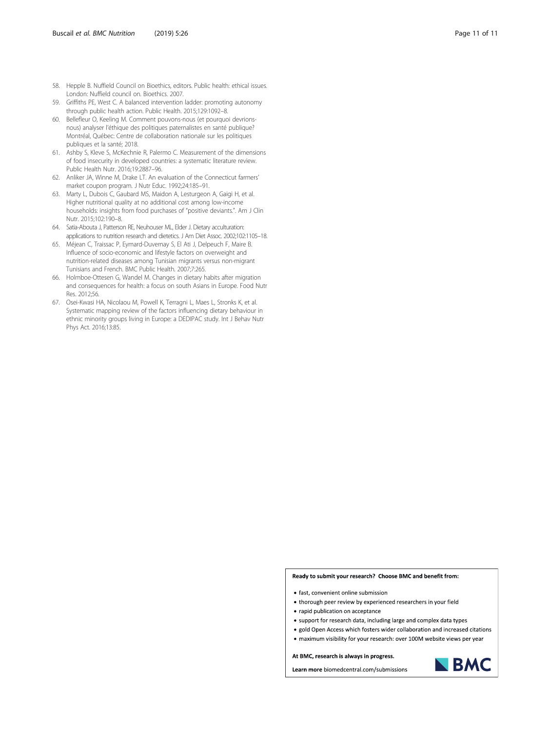58. Hepple B. Nuffield Council on Bioethics, editors. Public health: ethical issues. London: Nuffield council on. Bioethics. 2007.
59. Griffiths PE, West C. A balanced intervention ladder: promoting autonomy through public health action. Public Health. 2015;129:1092–8.
60. Bellefleur O, Keeling M. Comment pouvons-nous (et pourquoi devrions-nous) analyser l'éthique des politiques paternalistes en santé publique? Montréal, Québec: Centre de collaboration nationale sur les politiques publiques et la santé; 2018.
61. Ashby S, Kleve S, McKechnie R, Palermo C. Measurement of the dimensions of food insecurity in developed countries: a systematic literature review. Public Health Nutr. 2016;19:2887–96.
62. Anliker JA, Winne M, Drake LT. An evaluation of the Connecticut farmers' market coupon program. J Nutr Educ. 1992;24:185–91.
63. Marty L, Dubois C, Gaubard MS, Maidon A, Lesturgeon A, Gaigi H, et al. Higher nutritional quality at no additional cost among low-income households: insights from food purchases of "positive deviants.". Am J Clin Nutr. 2015;102:190–8.
64. Satia-Abouta J, Patterson RE, Neuhouser ML, Elder J. Dietary acculturation: applications to nutrition research and dietetics. J Am Diet Assoc. 2002;102:1105–18.
65. Méjean C, Traissac P, Eymard-Duvernay S, El Ati J, Delpeuch F, Maire B. Influence of socio-economic and lifestyle factors on overweight and nutrition-related diseases among Tunisian migrants versus non-migrant Tunisians and French. BMC Public Health. 2007;7:265.
66. Holmboe-Ottesen G, Wandel M. Changes in dietary habits after migration and consequences for health: a focus on south Asians in Europe. Food Nutr Res. 2012;56.
67. Osei-Kwasi HA, Nicolaou M, Powell K, Terragni L, Maes L, Stronks K, et al. Systematic mapping review of the factors influencing dietary behaviour in ethnic minority groups living in Europe: a DEDIPAC study. Int J Behav Nutr Phys Act. 2016;13:85.

**Ready to submit your research? Choose BMC and benefit from:**

- fast, convenient online submission
- thorough peer review by experienced researchers in your field
- rapid publication on acceptance
- support for research data, including large and complex data types
- gold Open Access which fosters wider collaboration and increased citations
- maximum visibility for your research: over 100M website views per year

**At BMC, research is always in progress.**

**Learn more** biomedcentral.com/submissions

BMC